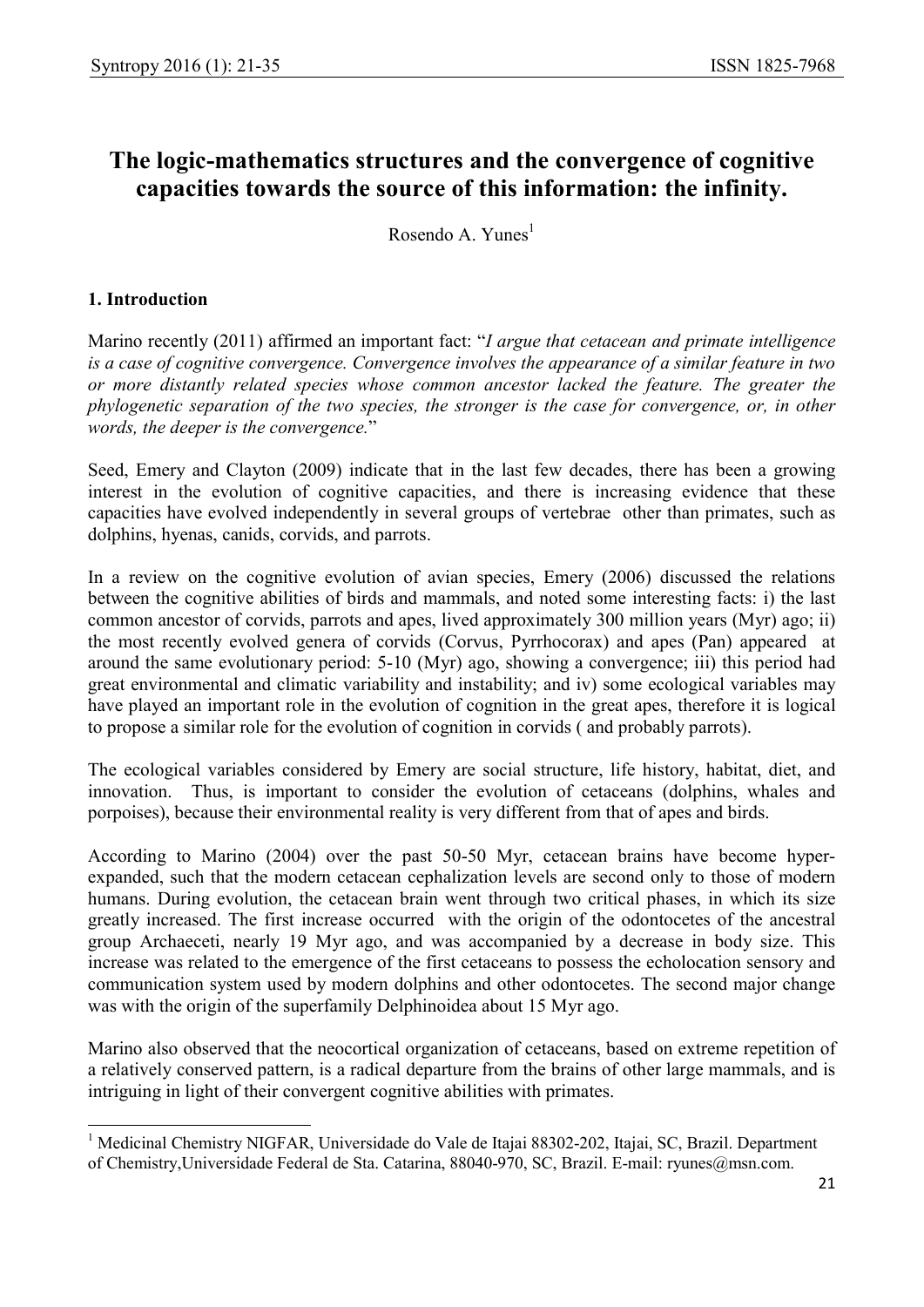# The logic-mathematics structures and the convergence of cognitive capacities towards the source of this information: the infinity.

Rosendo A. Yunes[1]

## 1. Introduction

Marino recently (2011) affirmed an important fact: "*I argue that cetacean and primate intelligence is a case of cognitive convergence. Convergence involves the appearance of a similar feature in two or more distantly related species whose common ancestor lacked the feature. The greater the phylogenetic separation of the two species, the stronger is the case for convergence, or, in other words, the deeper is the convergence.*"

Seed, Emery and Clayton (2009) indicate that in the last few decades, there has been a growing interest in the evolution of cognitive capacities, and there is increasing evidence that these capacities have evolved independently in several groups of vertebrae other than primates, such as dolphins, hyenas, canids, corvids, and parrots.

In a review on the cognitive evolution of avian species, Emery (2006) discussed the relations between the cognitive abilities of birds and mammals, and noted some interesting facts: i) the last common ancestor of corvids, parrots and apes, lived approximately 300 million years (Myr) ago; ii) the most recently evolved genera of corvids (Corvus, Pyrrhocorax) and apes (Pan) appeared at around the same evolutionary period: 5-10 (Myr) ago, showing a convergence; iii) this period had great environmental and climatic variability and instability; and iv) some ecological variables may have played an important role in the evolution of cognition in the great apes, therefore it is logical to propose a similar role for the evolution of cognition in corvids ( and probably parrots).

The ecological variables considered by Emery are social structure, life history, habitat, diet, and innovation. Thus, is important to consider the evolution of cetaceans (dolphins, whales and porpoises), because their environmental reality is very different from that of apes and birds.

According to Marino (2004) over the past 50-50 Myr, cetacean brains have become hyper-expanded, such that the modern cetacean cephalization levels are second only to those of modern humans. During evolution, the cetacean brain went through two critical phases, in which its size greatly increased. The first increase occurred with the origin of the odontocetes of the ancestral group Archaeceti, nearly 19 Myr ago, and was accompanied by a decrease in body size. This increase was related to the emergence of the first cetaceans to possess the echolocation sensory and communication system used by modern dolphins and other odontocetes. The second major change was with the origin of the superfamily Delphinoidea about 15 Myr ago.

Marino also observed that the neocortical organization of cetaceans, based on extreme repetition of a relatively conserved pattern, is a radical departure from the brains of other large mammals, and is intriguing in light of their convergent cognitive abilities with primates.

[1] Medicinal Chemistry NIGFAR, Universidade do Vale de Itajai 88302-202, Itajai, SC, Brazil. Department of Chemistry,Universidade Federal de Sta. Catarina, 88040-970, SC, Brazil. E-mail: ryunes@msn.com.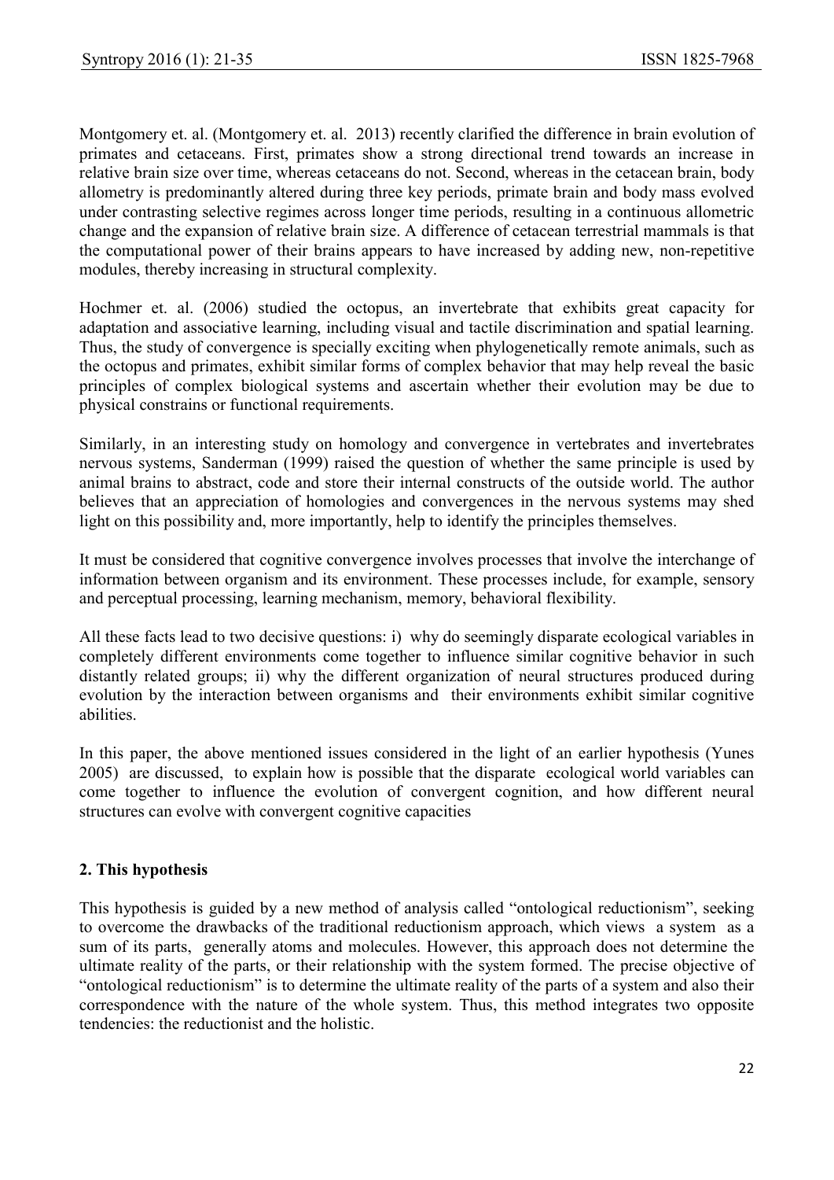Montgomery et. al. (Montgomery et. al. 2013) recently clarified the difference in brain evolution of primates and cetaceans. First, primates show a strong directional trend towards an increase in relative brain size over time, whereas cetaceans do not. Second, whereas in the cetacean brain, body allometry is predominantly altered during three key periods, primate brain and body mass evolved under contrasting selective regimes across longer time periods, resulting in a continuous allometric change and the expansion of relative brain size. A difference of cetacean terrestrial mammals is that the computational power of their brains appears to have increased by adding new, non-repetitive modules, thereby increasing in structural complexity.

Hochmer et. al. (2006) studied the octopus, an invertebrate that exhibits great capacity for adaptation and associative learning, including visual and tactile discrimination and spatial learning. Thus, the study of convergence is specially exciting when phylogenetically remote animals, such as the octopus and primates, exhibit similar forms of complex behavior that may help reveal the basic principles of complex biological systems and ascertain whether their evolution may be due to physical constrains or functional requirements.

Similarly, in an interesting study on homology and convergence in vertebrates and invertebrates nervous systems, Sanderman (1999) raised the question of whether the same principle is used by animal brains to abstract, code and store their internal constructs of the outside world. The author believes that an appreciation of homologies and convergences in the nervous systems may shed light on this possibility and, more importantly, help to identify the principles themselves.

It must be considered that cognitive convergence involves processes that involve the interchange of information between organism and its environment. These processes include, for example, sensory and perceptual processing, learning mechanism, memory, behavioral flexibility.

All these facts lead to two decisive questions: i) why do seemingly disparate ecological variables in completely different environments come together to influence similar cognitive behavior in such distantly related groups; ii) why the different organization of neural structures produced during evolution by the interaction between organisms and their environments exhibit similar cognitive abilities.

In this paper, the above mentioned issues considered in the light of an earlier hypothesis (Yunes 2005) are discussed, to explain how is possible that the disparate ecological world variables can come together to influence the evolution of convergent cognition, and how different neural structures can evolve with convergent cognitive capacities

## 2. This hypothesis

This hypothesis is guided by a new method of analysis called "ontological reductionism", seeking to overcome the drawbacks of the traditional reductionism approach, which views a system as a sum of its parts, generally atoms and molecules. However, this approach does not determine the ultimate reality of the parts, or their relationship with the system formed. The precise objective of "ontological reductionism" is to determine the ultimate reality of the parts of a system and also their correspondence with the nature of the whole system. Thus, this method integrates two opposite tendencies: the reductionist and the holistic.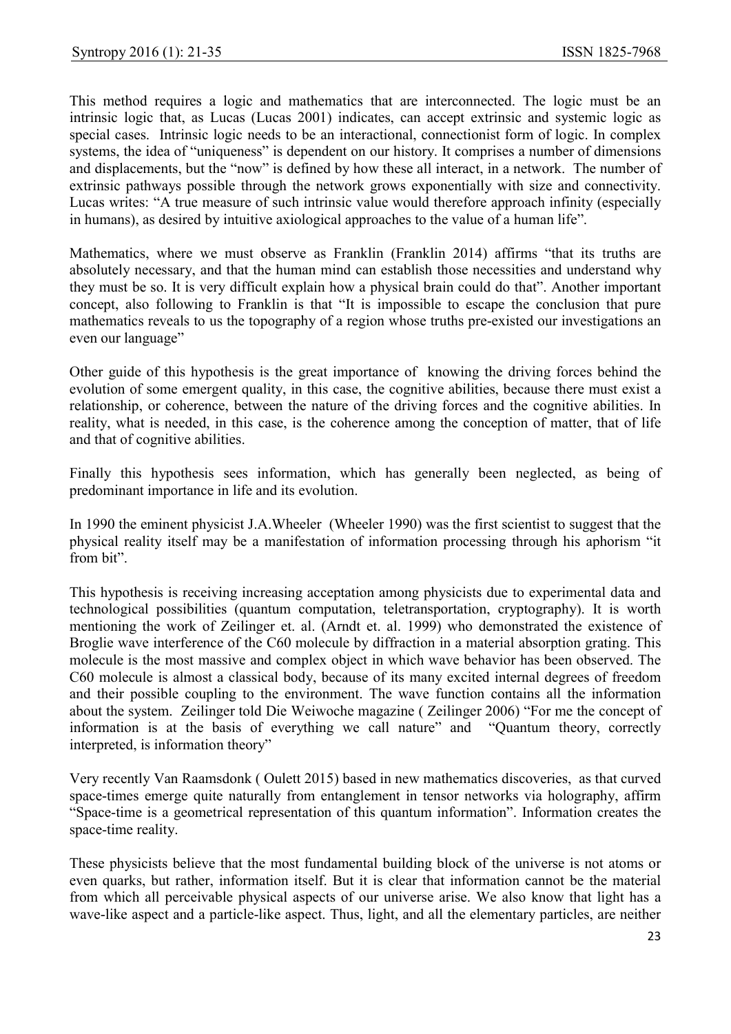This method requires a logic and mathematics that are interconnected. The logic must be an intrinsic logic that, as Lucas (Lucas 2001) indicates, can accept extrinsic and systemic logic as special cases. Intrinsic logic needs to be an interactional, connectionist form of logic. In complex systems, the idea of "uniqueness" is dependent on our history. It comprises a number of dimensions and displacements, but the "now" is defined by how these all interact, in a network. The number of extrinsic pathways possible through the network grows exponentially with size and connectivity. Lucas writes: "A true measure of such intrinsic value would therefore approach infinity (especially in humans), as desired by intuitive axiological approaches to the value of a human life".

Mathematics, where we must observe as Franklin (Franklin 2014) affirms "that its truths are absolutely necessary, and that the human mind can establish those necessities and understand why they must be so. It is very difficult explain how a physical brain could do that". Another important concept, also following to Franklin is that "It is impossible to escape the conclusion that pure mathematics reveals to us the topography of a region whose truths pre-existed our investigations an even our language"

Other guide of this hypothesis is the great importance of knowing the driving forces behind the evolution of some emergent quality, in this case, the cognitive abilities, because there must exist a relationship, or coherence, between the nature of the driving forces and the cognitive abilities. In reality, what is needed, in this case, is the coherence among the conception of matter, that of life and that of cognitive abilities.

Finally this hypothesis sees information, which has generally been neglected, as being of predominant importance in life and its evolution.

In 1990 the eminent physicist J.A.Wheeler (Wheeler 1990) was the first scientist to suggest that the physical reality itself may be a manifestation of information processing through his aphorism "it from bit".

This hypothesis is receiving increasing acceptation among physicists due to experimental data and technological possibilities (quantum computation, teletransportation, cryptography). It is worth mentioning the work of Zeilinger et. al. (Arndt et. al. 1999) who demonstrated the existence of Broglie wave interference of the C60 molecule by diffraction in a material absorption grating. This molecule is the most massive and complex object in which wave behavior has been observed. The C60 molecule is almost a classical body, because of its many excited internal degrees of freedom and their possible coupling to the environment. The wave function contains all the information about the system. Zeilinger told Die Weiwoche magazine ( Zeilinger 2006) "For me the concept of information is at the basis of everything we call nature" and "Quantum theory, correctly interpreted, is information theory"

Very recently Van Raamsdonk ( Oulett 2015) based in new mathematics discoveries, as that curved space-times emerge quite naturally from entanglement in tensor networks via holography, affirm "Space-time is a geometrical representation of this quantum information". Information creates the space-time reality.

These physicists believe that the most fundamental building block of the universe is not atoms or even quarks, but rather, information itself. But it is clear that information cannot be the material from which all perceivable physical aspects of our universe arise. We also know that light has a wave-like aspect and a particle-like aspect. Thus, light, and all the elementary particles, are neither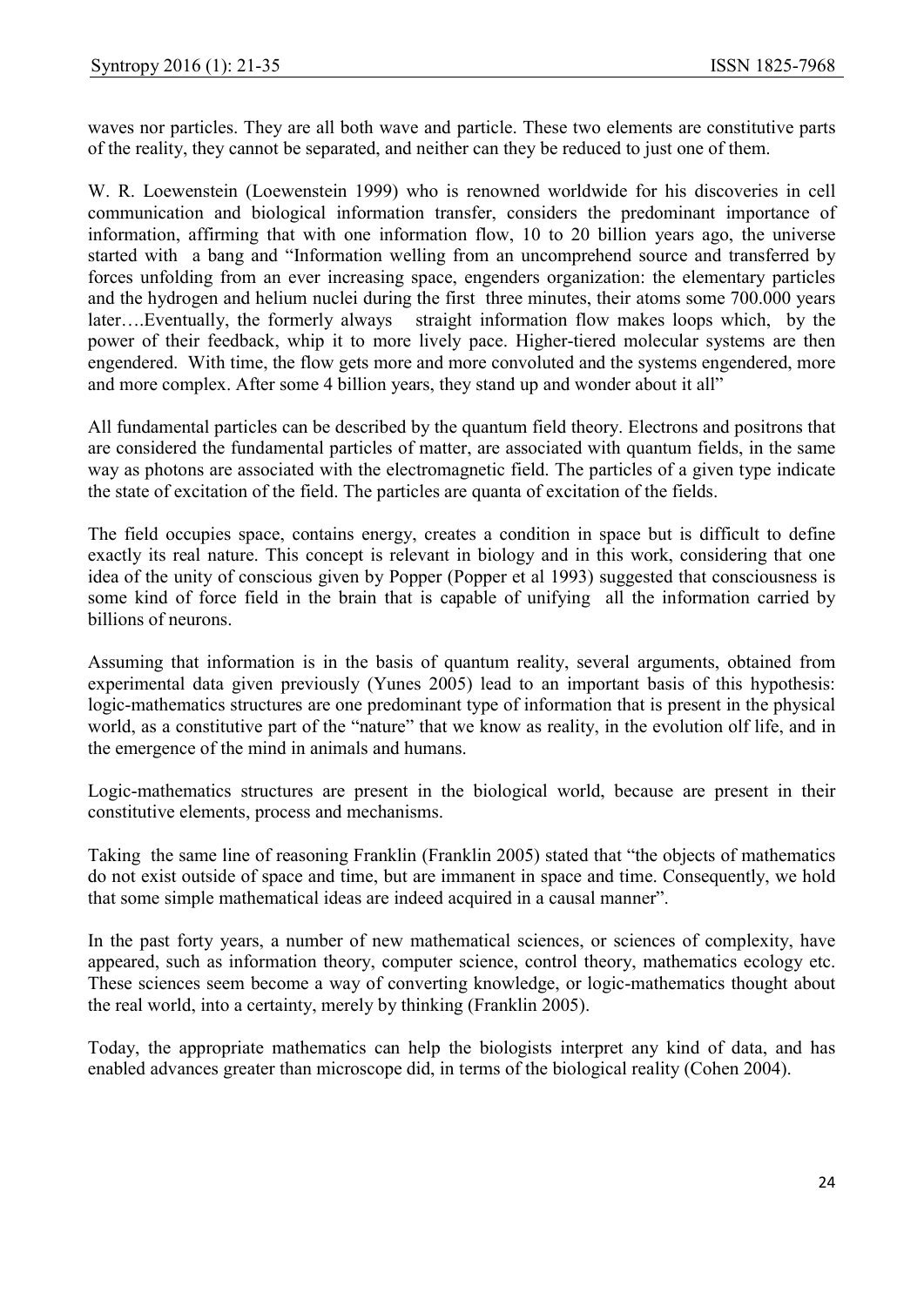waves nor particles. They are all both wave and particle. These two elements are constitutive parts of the reality, they cannot be separated, and neither can they be reduced to just one of them.

W. R. Loewenstein (Loewenstein 1999) who is renowned worldwide for his discoveries in cell communication and biological information transfer, considers the predominant importance of information, affirming that with one information flow, 10 to 20 billion years ago, the universe started with a bang and "Information welling from an uncomprehend source and transferred by forces unfolding from an ever increasing space, engenders organization: the elementary particles and the hydrogen and helium nuclei during the first three minutes, their atoms some 700.000 years later….Eventually, the formerly always straight information flow makes loops which, by the power of their feedback, whip it to more lively pace. Higher-tiered molecular systems are then engendered. With time, the flow gets more and more convoluted and the systems engendered, more and more complex. After some 4 billion years, they stand up and wonder about it all"

All fundamental particles can be described by the quantum field theory. Electrons and positrons that are considered the fundamental particles of matter, are associated with quantum fields, in the same way as photons are associated with the electromagnetic field. The particles of a given type indicate the state of excitation of the field. The particles are quanta of excitation of the fields.

The field occupies space, contains energy, creates a condition in space but is difficult to define exactly its real nature. This concept is relevant in biology and in this work, considering that one idea of the unity of conscious given by Popper (Popper et al 1993) suggested that consciousness is some kind of force field in the brain that is capable of unifying all the information carried by billions of neurons.

Assuming that information is in the basis of quantum reality, several arguments, obtained from experimental data given previously (Yunes 2005) lead to an important basis of this hypothesis: logic-mathematics structures are one predominant type of information that is present in the physical world, as a constitutive part of the "nature" that we know as reality, in the evolution olf life, and in the emergence of the mind in animals and humans.

Logic-mathematics structures are present in the biological world, because are present in their constitutive elements, process and mechanisms.

Taking the same line of reasoning Franklin (Franklin 2005) stated that "the objects of mathematics do not exist outside of space and time, but are immanent in space and time. Consequently, we hold that some simple mathematical ideas are indeed acquired in a causal manner".

In the past forty years, a number of new mathematical sciences, or sciences of complexity, have appeared, such as information theory, computer science, control theory, mathematics ecology etc. These sciences seem become a way of converting knowledge, or logic-mathematics thought about the real world, into a certainty, merely by thinking (Franklin 2005).

Today, the appropriate mathematics can help the biologists interpret any kind of data, and has enabled advances greater than microscope did, in terms of the biological reality (Cohen 2004).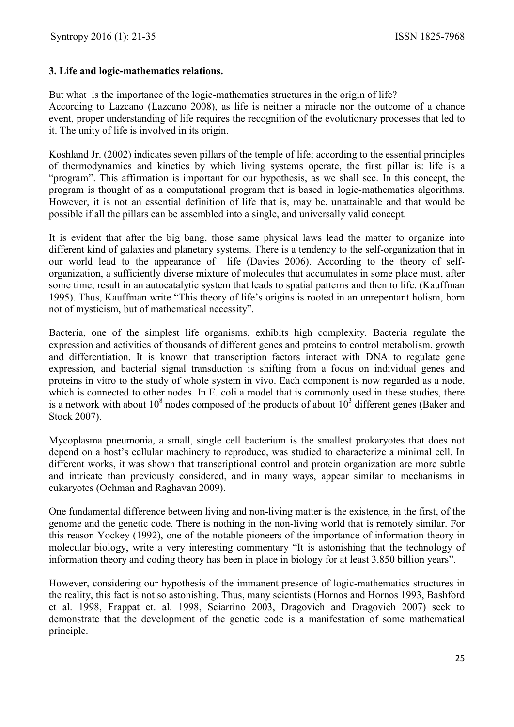### 3. Life and logic-mathematics relations.

But what is the importance of the logic-mathematics structures in the origin of life?
According to Lazcano (Lazcano 2008), as life is neither a miracle nor the outcome of a chance event, proper understanding of life requires the recognition of the evolutionary processes that led to it. The unity of life is involved in its origin.

Koshland Jr. (2002) indicates seven pillars of the temple of life; according to the essential principles of thermodynamics and kinetics by which living systems operate, the first pillar is: life is a "program". This affirmation is important for our hypothesis, as we shall see. In this concept, the program is thought of as a computational program that is based in logic-mathematics algorithms. However, it is not an essential definition of life that is, may be, unattainable and that would be possible if all the pillars can be assembled into a single, and universally valid concept.

It is evident that after the big bang, those same physical laws lead the matter to organize into different kind of galaxies and planetary systems. There is a tendency to the self-organization that in our world lead to the appearance of life (Davies 2006). According to the theory of self-organization, a sufficiently diverse mixture of molecules that accumulates in some place must, after some time, result in an autocatalytic system that leads to spatial patterns and then to life. (Kauffman 1995). Thus, Kauffman write "This theory of life's origins is rooted in an unrepentant holism, born not of mysticism, but of mathematical necessity".

Bacteria, one of the simplest life organisms, exhibits high complexity. Bacteria regulate the expression and activities of thousands of different genes and proteins to control metabolism, growth and differentiation. It is known that transcription factors interact with DNA to regulate gene expression, and bacterial signal transduction is shifting from a focus on individual genes and proteins in vitro to the study of whole system in vivo. Each component is now regarded as a node, which is connected to other nodes. In E. coli a model that is commonly used in these studies, there is a network with about $10^8$ nodes composed of the products of about $10^3$ different genes (Baker and Stock 2007).

Mycoplasma pneumonia, a small, single cell bacterium is the smallest prokaryotes that does not depend on a host's cellular machinery to reproduce, was studied to characterize a minimal cell. In different works, it was shown that transcriptional control and protein organization are more subtle and intricate than previously considered, and in many ways, appear similar to mechanisms in eukaryotes (Ochman and Raghavan 2009).

One fundamental difference between living and non-living matter is the existence, in the first, of the genome and the genetic code. There is nothing in the non-living world that is remotely similar. For this reason Yockey (1992), one of the notable pioneers of the importance of information theory in molecular biology, write a very interesting commentary "It is astonishing that the technology of information theory and coding theory has been in place in biology for at least 3.850 billion years".

However, considering our hypothesis of the immanent presence of logic-mathematics structures in the reality, this fact is not so astonishing. Thus, many scientists (Hornos and Hornos 1993, Bashford et al. 1998, Frappat et. al. 1998, Sciarrino 2003, Dragovich and Dragovich 2007) seek to demonstrate that the development of the genetic code is a manifestation of some mathematical principle.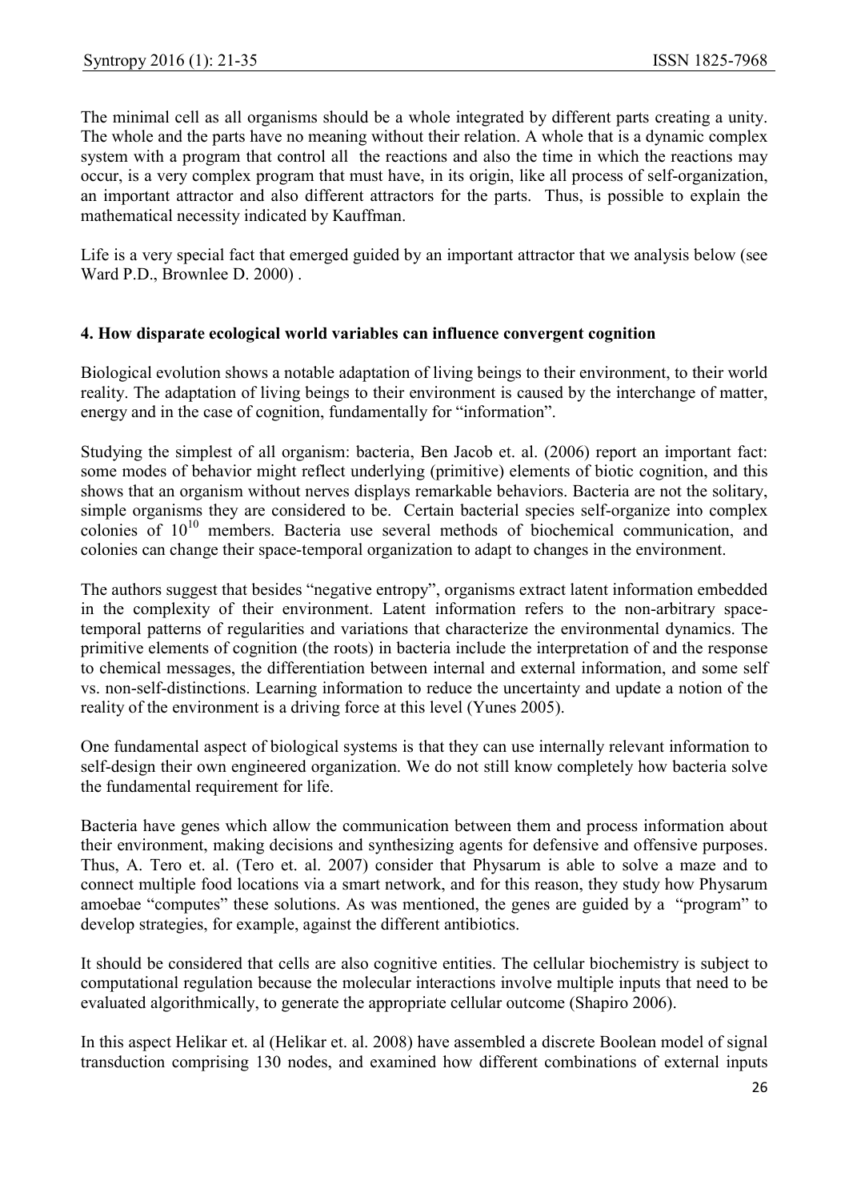The minimal cell as all organisms should be a whole integrated by different parts creating a unity. The whole and the parts have no meaning without their relation. A whole that is a dynamic complex system with a program that control all the reactions and also the time in which the reactions may occur, is a very complex program that must have, in its origin, like all process of self-organization, an important attractor and also different attractors for the parts. Thus, is possible to explain the mathematical necessity indicated by Kauffman.

Life is a very special fact that emerged guided by an important attractor that we analysis below (see Ward P.D., Brownlee D. 2000) .

## 4. How disparate ecological world variables can influence convergent cognition

Biological evolution shows a notable adaptation of living beings to their environment, to their world reality. The adaptation of living beings to their environment is caused by the interchange of matter, energy and in the case of cognition, fundamentally for "information".

Studying the simplest of all organism: bacteria, Ben Jacob et. al. (2006) report an important fact: some modes of behavior might reflect underlying (primitive) elements of biotic cognition, and this shows that an organism without nerves displays remarkable behaviors. Bacteria are not the solitary, simple organisms they are considered to be. Certain bacterial species self-organize into complex colonies of $10^{10}$ members. Bacteria use several methods of biochemical communication, and colonies can change their space-temporal organization to adapt to changes in the environment.

The authors suggest that besides "negative entropy", organisms extract latent information embedded in the complexity of their environment. Latent information refers to the non-arbitrary space-temporal patterns of regularities and variations that characterize the environmental dynamics. The primitive elements of cognition (the roots) in bacteria include the interpretation of and the response to chemical messages, the differentiation between internal and external information, and some self vs. non-self-distinctions. Learning information to reduce the uncertainty and update a notion of the reality of the environment is a driving force at this level (Yunes 2005).

One fundamental aspect of biological systems is that they can use internally relevant information to self-design their own engineered organization. We do not still know completely how bacteria solve the fundamental requirement for life.

Bacteria have genes which allow the communication between them and process information about their environment, making decisions and synthesizing agents for defensive and offensive purposes. Thus, A. Tero et. al. (Tero et. al. 2007) consider that Physarum is able to solve a maze and to connect multiple food locations via a smart network, and for this reason, they study how Physarum amoebae "computes" these solutions. As was mentioned, the genes are guided by a "program" to develop strategies, for example, against the different antibiotics.

It should be considered that cells are also cognitive entities. The cellular biochemistry is subject to computational regulation because the molecular interactions involve multiple inputs that need to be evaluated algorithmically, to generate the appropriate cellular outcome (Shapiro 2006).

In this aspect Helikar et. al (Helikar et. al. 2008) have assembled a discrete Boolean model of signal transduction comprising 130 nodes, and examined how different combinations of external inputs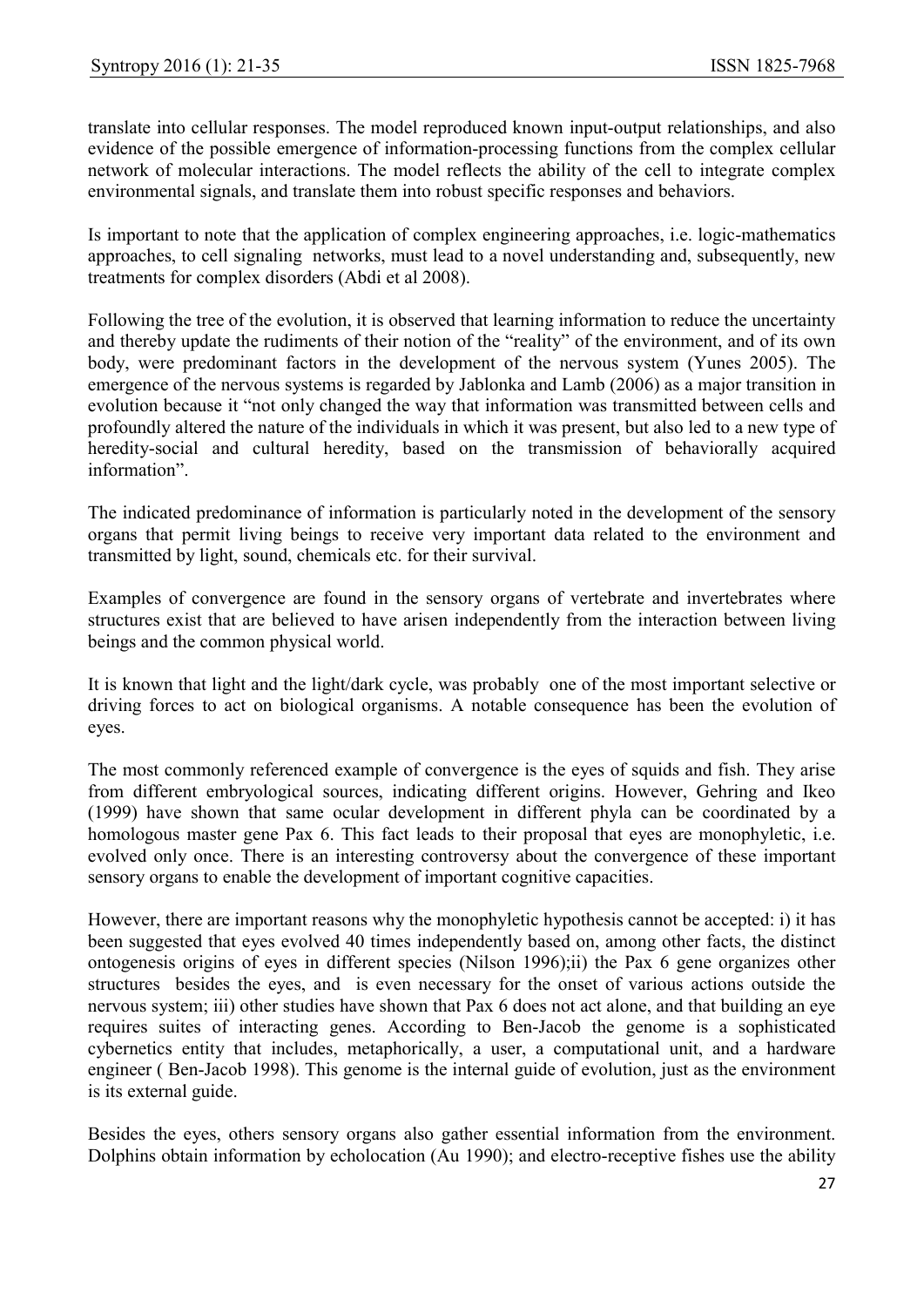translate into cellular responses. The model reproduced known input-output relationships, and also evidence of the possible emergence of information-processing functions from the complex cellular network of molecular interactions. The model reflects the ability of the cell to integrate complex environmental signals, and translate them into robust specific responses and behaviors.

Is important to note that the application of complex engineering approaches, i.e. logic-mathematics approaches, to cell signaling networks, must lead to a novel understanding and, subsequently, new treatments for complex disorders (Abdi et al 2008).

Following the tree of the evolution, it is observed that learning information to reduce the uncertainty and thereby update the rudiments of their notion of the "reality" of the environment, and of its own body, were predominant factors in the development of the nervous system (Yunes 2005). The emergence of the nervous systems is regarded by Jablonka and Lamb (2006) as a major transition in evolution because it "not only changed the way that information was transmitted between cells and profoundly altered the nature of the individuals in which it was present, but also led to a new type of heredity-social and cultural heredity, based on the transmission of behaviorally acquired information".

The indicated predominance of information is particularly noted in the development of the sensory organs that permit living beings to receive very important data related to the environment and transmitted by light, sound, chemicals etc. for their survival.

Examples of convergence are found in the sensory organs of vertebrate and invertebrates where structures exist that are believed to have arisen independently from the interaction between living beings and the common physical world.

It is known that light and the light/dark cycle, was probably one of the most important selective or driving forces to act on biological organisms. A notable consequence has been the evolution of eyes.

The most commonly referenced example of convergence is the eyes of squids and fish. They arise from different embryological sources, indicating different origins. However, Gehring and Ikeo (1999) have shown that same ocular development in different phyla can be coordinated by a homologous master gene Pax 6. This fact leads to their proposal that eyes are monophyletic, i.e. evolved only once. There is an interesting controversy about the convergence of these important sensory organs to enable the development of important cognitive capacities.

However, there are important reasons why the monophyletic hypothesis cannot be accepted: i) it has been suggested that eyes evolved 40 times independently based on, among other facts, the distinct ontogenesis origins of eyes in different species (Nilson 1996);ii) the Pax 6 gene organizes other structures besides the eyes, and is even necessary for the onset of various actions outside the nervous system; iii) other studies have shown that Pax 6 does not act alone, and that building an eye requires suites of interacting genes. According to Ben-Jacob the genome is a sophisticated cybernetics entity that includes, metaphorically, a user, a computational unit, and a hardware engineer ( Ben-Jacob 1998). This genome is the internal guide of evolution, just as the environment is its external guide.

Besides the eyes, others sensory organs also gather essential information from the environment. Dolphins obtain information by echolocation (Au 1990); and electro-receptive fishes use the ability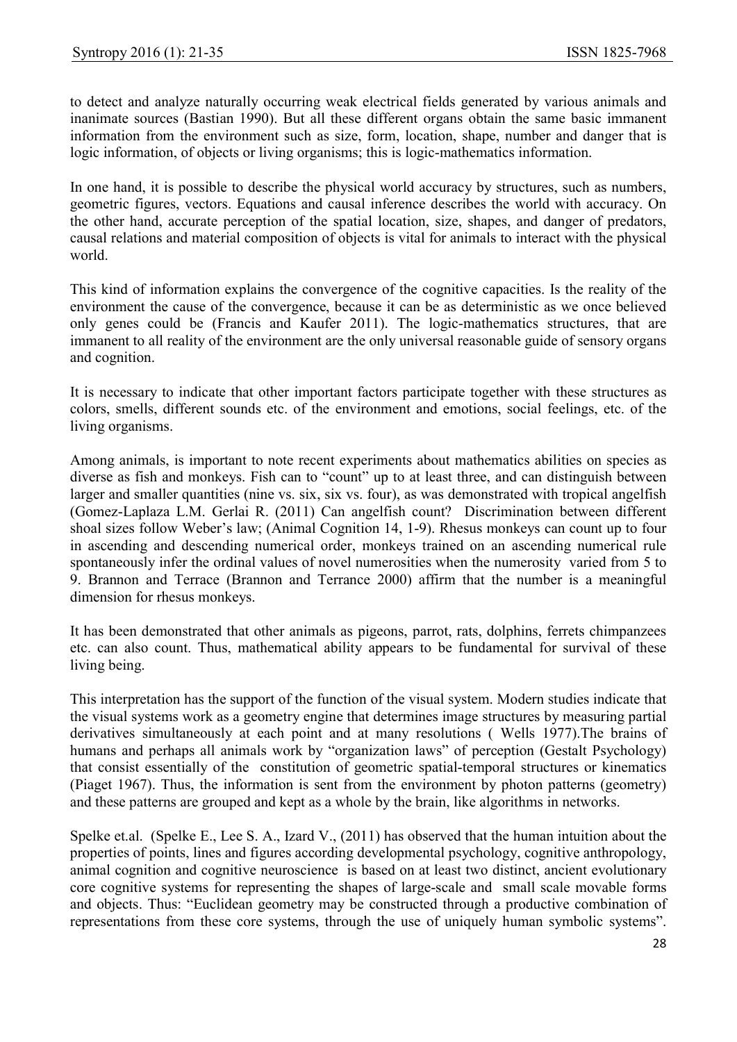to detect and analyze naturally occurring weak electrical fields generated by various animals and inanimate sources (Bastian 1990). But all these different organs obtain the same basic immanent information from the environment such as size, form, location, shape, number and danger that is logic information, of objects or living organisms; this is logic-mathematics information.

In one hand, it is possible to describe the physical world accuracy by structures, such as numbers, geometric figures, vectors. Equations and causal inference describes the world with accuracy. On the other hand, accurate perception of the spatial location, size, shapes, and danger of predators, causal relations and material composition of objects is vital for animals to interact with the physical world.

This kind of information explains the convergence of the cognitive capacities. Is the reality of the environment the cause of the convergence, because it can be as deterministic as we once believed only genes could be (Francis and Kaufer 2011). The logic-mathematics structures, that are immanent to all reality of the environment are the only universal reasonable guide of sensory organs and cognition.

It is necessary to indicate that other important factors participate together with these structures as colors, smells, different sounds etc. of the environment and emotions, social feelings, etc. of the living organisms.

Among animals, is important to note recent experiments about mathematics abilities on species as diverse as fish and monkeys. Fish can to "count" up to at least three, and can distinguish between larger and smaller quantities (nine vs. six, six vs. four), as was demonstrated with tropical angelfish (Gomez-Laplaza L.M. Gerlai R. (2011) Can angelfish count? Discrimination between different shoal sizes follow Weber's law; (Animal Cognition 14, 1-9). Rhesus monkeys can count up to four in ascending and descending numerical order, monkeys trained on an ascending numerical rule spontaneously infer the ordinal values of novel numerosities when the numerosity varied from 5 to 9. Brannon and Terrace (Brannon and Terrance 2000) affirm that the number is a meaningful dimension for rhesus monkeys.

It has been demonstrated that other animals as pigeons, parrot, rats, dolphins, ferrets chimpanzees etc. can also count. Thus, mathematical ability appears to be fundamental for survival of these living being.

This interpretation has the support of the function of the visual system. Modern studies indicate that the visual systems work as a geometry engine that determines image structures by measuring partial derivatives simultaneously at each point and at many resolutions ( Wells 1977).The brains of humans and perhaps all animals work by "organization laws" of perception (Gestalt Psychology) that consist essentially of the constitution of geometric spatial-temporal structures or kinematics (Piaget 1967). Thus, the information is sent from the environment by photon patterns (geometry) and these patterns are grouped and kept as a whole by the brain, like algorithms in networks.

Spelke et.al. (Spelke E., Lee S. A., Izard V., (2011) has observed that the human intuition about the properties of points, lines and figures according developmental psychology, cognitive anthropology, animal cognition and cognitive neuroscience is based on at least two distinct, ancient evolutionary core cognitive systems for representing the shapes of large-scale and small scale movable forms and objects. Thus: "Euclidean geometry may be constructed through a productive combination of representations from these core systems, through the use of uniquely human symbolic systems".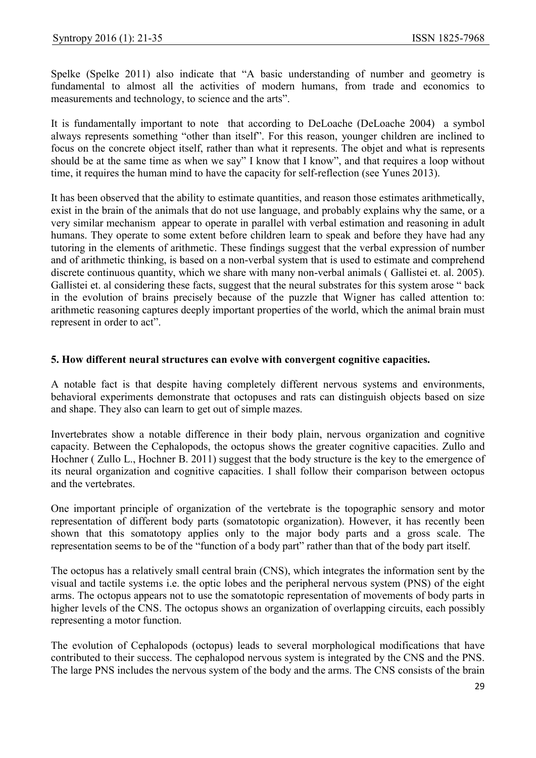Spelke (Spelke 2011) also indicate that "A basic understanding of number and geometry is fundamental to almost all the activities of modern humans, from trade and economics to measurements and technology, to science and the arts".

It is fundamentally important to note that according to DeLoache (DeLoache 2004) a symbol always represents something "other than itself". For this reason, younger children are inclined to focus on the concrete object itself, rather than what it represents. The objet and what is represents should be at the same time as when we say" I know that I know", and that requires a loop without time, it requires the human mind to have the capacity for self-reflection (see Yunes 2013).

It has been observed that the ability to estimate quantities, and reason those estimates arithmetically, exist in the brain of the animals that do not use language, and probably explains why the same, or a very similar mechanism appear to operate in parallel with verbal estimation and reasoning in adult humans. They operate to some extent before children learn to speak and before they have had any tutoring in the elements of arithmetic. These findings suggest that the verbal expression of number and of arithmetic thinking, is based on a non-verbal system that is used to estimate and comprehend discrete continuous quantity, which we share with many non-verbal animals ( Gallistei et. al. 2005). Gallistei et. al considering these facts, suggest that the neural substrates for this system arose " back in the evolution of brains precisely because of the puzzle that Wigner has called attention to: arithmetic reasoning captures deeply important properties of the world, which the animal brain must represent in order to act".

### 5. How different neural structures can evolve with convergent cognitive capacities.

A notable fact is that despite having completely different nervous systems and environments, behavioral experiments demonstrate that octopuses and rats can distinguish objects based on size and shape. They also can learn to get out of simple mazes.

Invertebrates show a notable difference in their body plain, nervous organization and cognitive capacity. Between the Cephalopods, the octopus shows the greater cognitive capacities. Zullo and Hochner ( Zullo L., Hochner B. 2011) suggest that the body structure is the key to the emergence of its neural organization and cognitive capacities. I shall follow their comparison between octopus and the vertebrates.

One important principle of organization of the vertebrate is the topographic sensory and motor representation of different body parts (somatotopic organization). However, it has recently been shown that this somatotopy applies only to the major body parts and a gross scale. The representation seems to be of the "function of a body part" rather than that of the body part itself.

The octopus has a relatively small central brain (CNS), which integrates the information sent by the visual and tactile systems i.e. the optic lobes and the peripheral nervous system (PNS) of the eight arms. The octopus appears not to use the somatotopic representation of movements of body parts in higher levels of the CNS. The octopus shows an organization of overlapping circuits, each possibly representing a motor function.

The evolution of Cephalopods (octopus) leads to several morphological modifications that have contributed to their success. The cephalopod nervous system is integrated by the CNS and the PNS. The large PNS includes the nervous system of the body and the arms. The CNS consists of the brain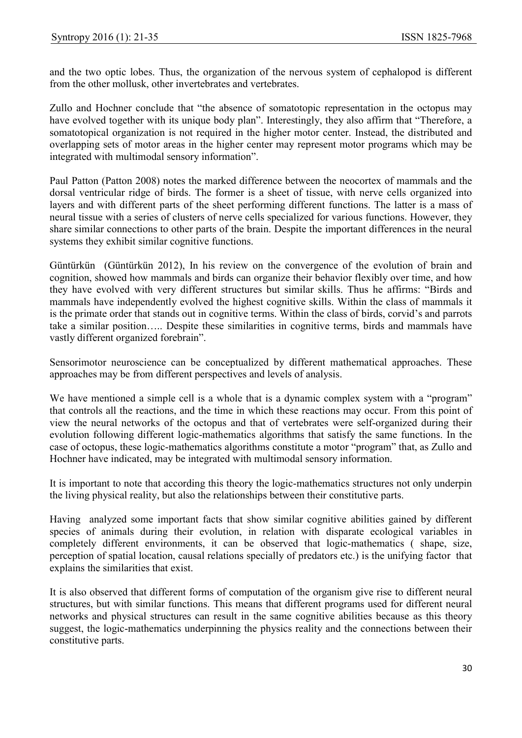and the two optic lobes. Thus, the organization of the nervous system of cephalopod is different from the other mollusk, other invertebrates and vertebrates.

Zullo and Hochner conclude that "the absence of somatotopic representation in the octopus may have evolved together with its unique body plan". Interestingly, they also affirm that "Therefore, a somatotopical organization is not required in the higher motor center. Instead, the distributed and overlapping sets of motor areas in the higher center may represent motor programs which may be integrated with multimodal sensory information".

Paul Patton (Patton 2008) notes the marked difference between the neocortex of mammals and the dorsal ventricular ridge of birds. The former is a sheet of tissue, with nerve cells organized into layers and with different parts of the sheet performing different functions. The latter is a mass of neural tissue with a series of clusters of nerve cells specialized for various functions. However, they share similar connections to other parts of the brain. Despite the important differences in the neural systems they exhibit similar cognitive functions.

Güntürkün (Güntürkün 2012), In his review on the convergence of the evolution of brain and cognition, showed how mammals and birds can organize their behavior flexibly over time, and how they have evolved with very different structures but similar skills. Thus he affirms: "Birds and mammals have independently evolved the highest cognitive skills. Within the class of mammals it is the primate order that stands out in cognitive terms. Within the class of birds, corvid's and parrots take a similar position….. Despite these similarities in cognitive terms, birds and mammals have vastly different organized forebrain".

Sensorimotor neuroscience can be conceptualized by different mathematical approaches. These approaches may be from different perspectives and levels of analysis.

We have mentioned a simple cell is a whole that is a dynamic complex system with a "program" that controls all the reactions, and the time in which these reactions may occur. From this point of view the neural networks of the octopus and that of vertebrates were self-organized during their evolution following different logic-mathematics algorithms that satisfy the same functions. In the case of octopus, these logic-mathematics algorithms constitute a motor "program" that, as Zullo and Hochner have indicated, may be integrated with multimodal sensory information.

It is important to note that according this theory the logic-mathematics structures not only underpin the living physical reality, but also the relationships between their constitutive parts.

Having analyzed some important facts that show similar cognitive abilities gained by different species of animals during their evolution, in relation with disparate ecological variables in completely different environments, it can be observed that logic-mathematics ( shape, size, perception of spatial location, causal relations specially of predators etc.) is the unifying factor that explains the similarities that exist.

It is also observed that different forms of computation of the organism give rise to different neural structures, but with similar functions. This means that different programs used for different neural networks and physical structures can result in the same cognitive abilities because as this theory suggest, the logic-mathematics underpinning the physics reality and the connections between their constitutive parts.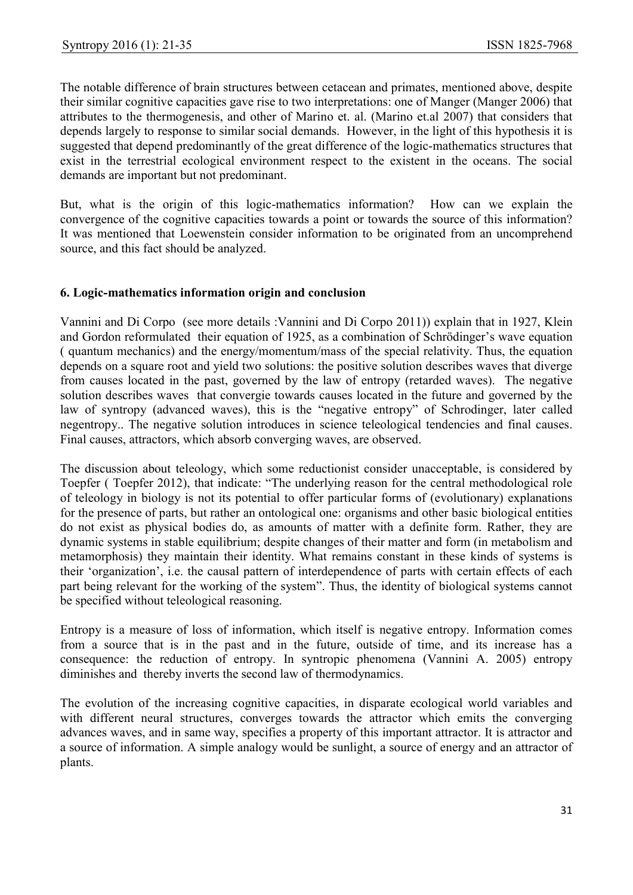The notable difference of brain structures between cetacean and primates, mentioned above, despite their similar cognitive capacities gave rise to two interpretations: one of Manger (Manger 2006) that attributes to the thermogenesis, and other of Marino et. al. (Marino et.al 2007) that considers that depends largely to response to similar social demands. However, in the light of this hypothesis it is suggested that depend predominantly of the great difference of the logic-mathematics structures that exist in the terrestrial ecological environment respect to the existent in the oceans. The social demands are important but not predominant.

But, what is the origin of this logic-mathematics information? How can we explain the convergence of the cognitive capacities towards a point or towards the source of this information? It was mentioned that Loewenstein consider information to be originated from an uncomprehend source, and this fact should be analyzed.

### 6. Logic-mathematics information origin and conclusion

Vannini and Di Corpo (see more details :Vannini and Di Corpo 2011)) explain that in 1927, Klein and Gordon reformulated their equation of 1925, as a combination of Schrödinger's wave equation ( quantum mechanics) and the energy/momentum/mass of the special relativity. Thus, the equation depends on a square root and yield two solutions: the positive solution describes waves that diverge from causes located in the past, governed by the law of entropy (retarded waves). The negative solution describes waves that convergie towards causes located in the future and governed by the law of syntropy (advanced waves), this is the "negative entropy" of Schrodinger, later called negentropy.. The negative solution introduces in science teleological tendencies and final causes. Final causes, attractors, which absorb converging waves, are observed.

The discussion about teleology, which some reductionist consider unacceptable, is considered by Toepfer ( Toepfer 2012), that indicate: "The underlying reason for the central methodological role of teleology in biology is not its potential to offer particular forms of (evolutionary) explanations for the presence of parts, but rather an ontological one: organisms and other basic biological entities do not exist as physical bodies do, as amounts of matter with a definite form. Rather, they are dynamic systems in stable equilibrium; despite changes of their matter and form (in metabolism and metamorphosis) they maintain their identity. What remains constant in these kinds of systems is their 'organization', i.e. the causal pattern of interdependence of parts with certain effects of each part being relevant for the working of the system". Thus, the identity of biological systems cannot be specified without teleological reasoning.

Entropy is a measure of loss of information, which itself is negative entropy. Information comes from a source that is in the past and in the future, outside of time, and its increase has a consequence: the reduction of entropy. In syntropic phenomena (Vannini A. 2005) entropy diminishes and thereby inverts the second law of thermodynamics.

The evolution of the increasing cognitive capacities, in disparate ecological world variables and with different neural structures, converges towards the attractor which emits the converging advances waves, and in same way, specifies a property of this important attractor. It is attractor and a source of information. A simple analogy would be sunlight, a source of energy and an attractor of plants.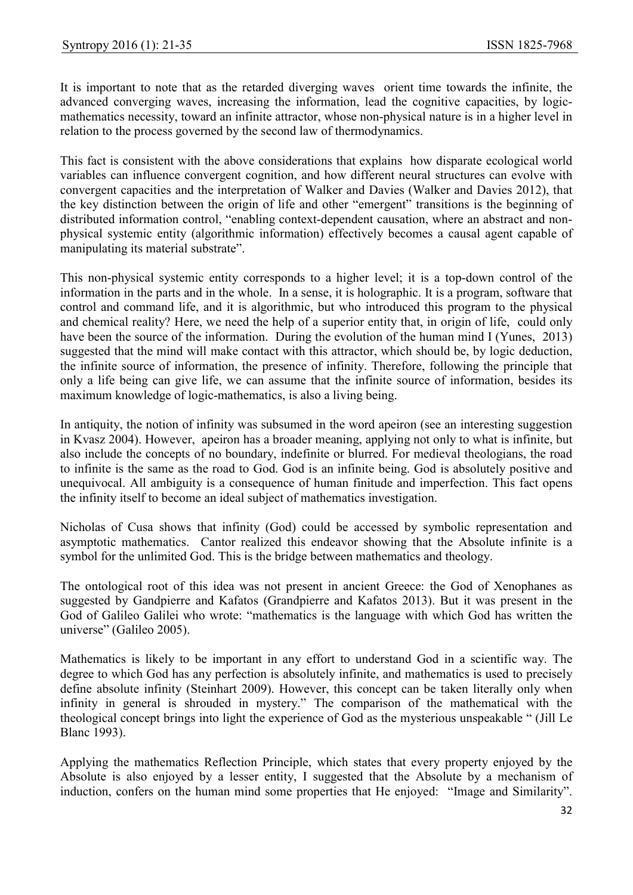It is important to note that as the retarded diverging waves orient time towards the infinite, the advanced converging waves, increasing the information, lead the cognitive capacities, by logic-mathematics necessity, toward an infinite attractor, whose non-physical nature is in a higher level in relation to the process governed by the second law of thermodynamics.

This fact is consistent with the above considerations that explains how disparate ecological world variables can influence convergent cognition, and how different neural structures can evolve with convergent capacities and the interpretation of Walker and Davies (Walker and Davies 2012), that the key distinction between the origin of life and other "emergent" transitions is the beginning of distributed information control, "enabling context-dependent causation, where an abstract and non-physical systemic entity (algorithmic information) effectively becomes a causal agent capable of manipulating its material substrate".

This non-physical systemic entity corresponds to a higher level; it is a top-down control of the information in the parts and in the whole. In a sense, it is holographic. It is a program, software that control and command life, and it is algorithmic, but who introduced this program to the physical and chemical reality? Here, we need the help of a superior entity that, in origin of life, could only have been the source of the information. During the evolution of the human mind I (Yunes, 2013) suggested that the mind will make contact with this attractor, which should be, by logic deduction, the infinite source of information, the presence of infinity. Therefore, following the principle that only a life being can give life, we can assume that the infinite source of information, besides its maximum knowledge of logic-mathematics, is also a living being.

In antiquity, the notion of infinity was subsumed in the word apeiron (see an interesting suggestion in Kvasz 2004). However, apeiron has a broader meaning, applying not only to what is infinite, but also include the concepts of no boundary, indefinite or blurred. For medieval theologians, the road to infinite is the same as the road to God. God is an infinite being. God is absolutely positive and unequivocal. All ambiguity is a consequence of human finitude and imperfection. This fact opens the infinity itself to become an ideal subject of mathematics investigation.

Nicholas of Cusa shows that infinity (God) could be accessed by symbolic representation and asymptotic mathematics. Cantor realized this endeavor showing that the Absolute infinite is a symbol for the unlimited God. This is the bridge between mathematics and theology.

The ontological root of this idea was not present in ancient Greece: the God of Xenophanes as suggested by Gandpierre and Kafatos (Grandpierre and Kafatos 2013). But it was present in the God of Galileo Galilei who wrote: "mathematics is the language with which God has written the universe" (Galileo 2005).

Mathematics is likely to be important in any effort to understand God in a scientific way. The degree to which God has any perfection is absolutely infinite, and mathematics is used to precisely define absolute infinity (Steinhart 2009). However, this concept can be taken literally only when infinity in general is shrouded in mystery." The comparison of the mathematical with the theological concept brings into light the experience of God as the mysterious unspeakable " (Jill Le Blanc 1993).

Applying the mathematics Reflection Principle, which states that every property enjoyed by the Absolute is also enjoyed by a lesser entity, I suggested that the Absolute by a mechanism of induction, confers on the human mind some properties that He enjoyed: "Image and Similarity".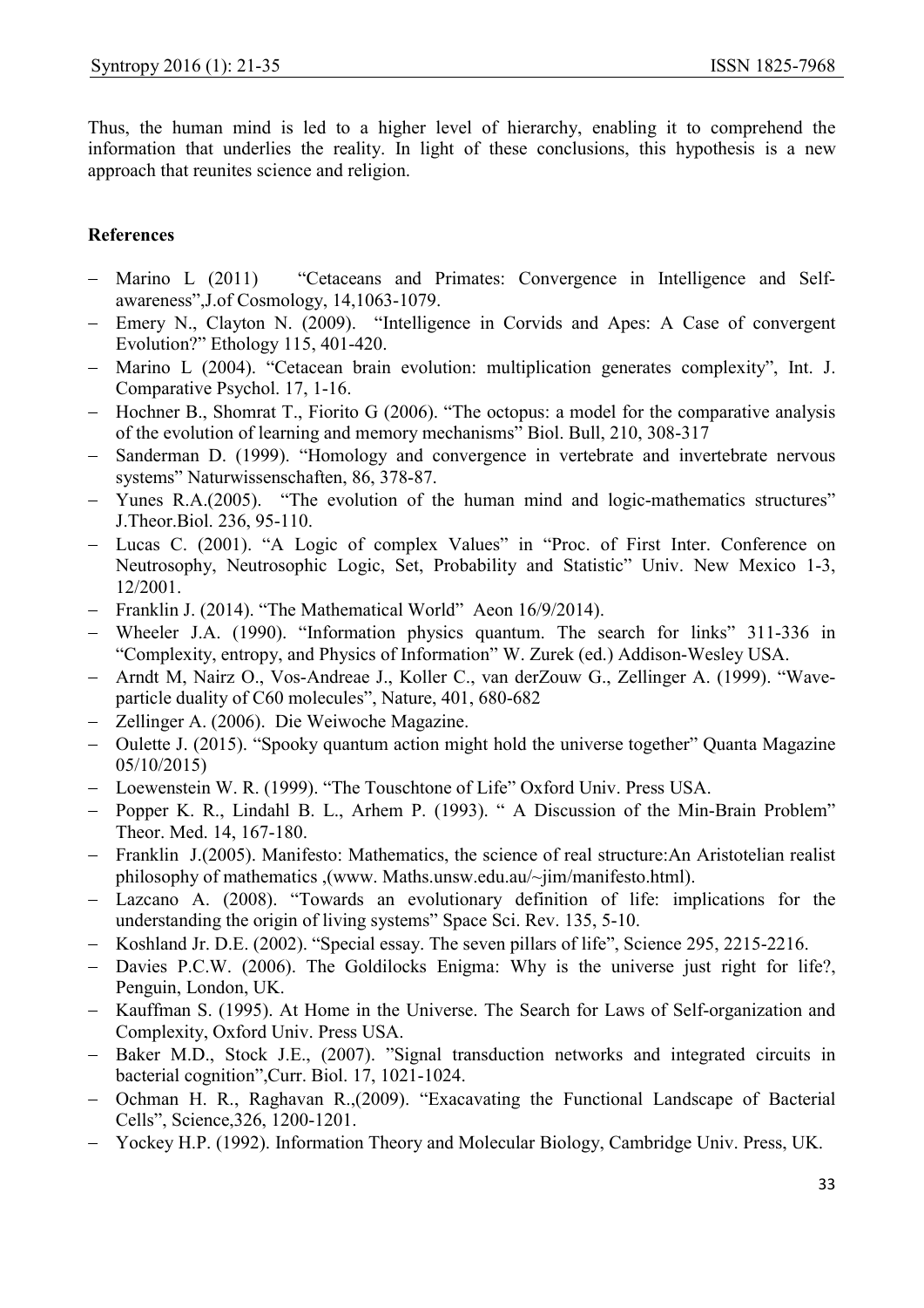Thus, the human mind is led to a higher level of hierarchy, enabling it to comprehend the information that underlies the reality. In light of these conclusions, this hypothesis is a new approach that reunites science and religion.

**References**

- Marino L (2011) "Cetaceans and Primates: Convergence in Intelligence and Self-awareness",J.of Cosmology, 14,1063-1079.
- Emery N., Clayton N. (2009). "Intelligence in Corvids and Apes: A Case of convergent Evolution?" Ethology 115, 401-420.
- Marino L (2004). "Cetacean brain evolution: multiplication generates complexity", Int. J. Comparative Psychol. 17, 1-16.
- Hochner B., Shomrat T., Fiorito G (2006). "The octopus: a model for the comparative analysis of the evolution of learning and memory mechanisms" Biol. Bull, 210, 308-317
- Sanderman D. (1999). "Homology and convergence in vertebrate and invertebrate nervous systems" Naturwissenschaften, 86, 378-87.
- Yunes R.A.(2005). "The evolution of the human mind and logic-mathematics structures" J.Theor.Biol. 236, 95-110.
- Lucas C. (2001). "A Logic of complex Values" in "Proc. of First Inter. Conference on Neutrosophy, Neutrosophic Logic, Set, Probability and Statistic" Univ. New Mexico 1-3, 12/2001.
- Franklin J. (2014). "The Mathematical World" Aeon 16/9/2014).
- Wheeler J.A. (1990). "Information physics quantum. The search for links" 311-336 in "Complexity, entropy, and Physics of Information" W. Zurek (ed.) Addison-Wesley USA.
- Arndt M, Nairz O., Vos-Andreae J., Koller C., van derZouw G., Zellinger A. (1999). "Wave-particle duality of C60 molecules", Nature, 401, 680-682
- Zellinger A. (2006). Die Weiwoche Magazine.
- Oulette J. (2015). "Spooky quantum action might hold the universe together" Quanta Magazine 05/10/2015)
- Loewenstein W. R. (1999). "The Touschtone of Life" Oxford Univ. Press USA.
- Popper K. R., Lindahl B. L., Arhem P. (1993). " A Discussion of the Min-Brain Problem" Theor. Med. 14, 167-180.
- Franklin J.(2005). Manifesto: Mathematics, the science of real structure:An Aristotelian realist philosophy of mathematics ,(www. Maths.unsw.edu.au/~jim/manifesto.html).
- Lazcano A. (2008). "Towards an evolutionary definition of life: implications for the understanding the origin of living systems" Space Sci. Rev. 135, 5-10.
- Koshland Jr. D.E. (2002). "Special essay. The seven pillars of life", Science 295, 2215-2216.
- Davies P.C.W. (2006). The Goldilocks Enigma: Why is the universe just right for life?, Penguin, London, UK.
- Kauffman S. (1995). At Home in the Universe. The Search for Laws of Self-organization and Complexity, Oxford Univ. Press USA.
- Baker M.D., Stock J.E., (2007). "Signal transduction networks and integrated circuits in bacterial cognition",Curr. Biol. 17, 1021-1024.
- Ochman H. R., Raghavan R.,(2009). "Exacavating the Functional Landscape of Bacterial Cells", Science,326, 1200-1201.
- Yockey H.P. (1992). Information Theory and Molecular Biology, Cambridge Univ. Press, UK.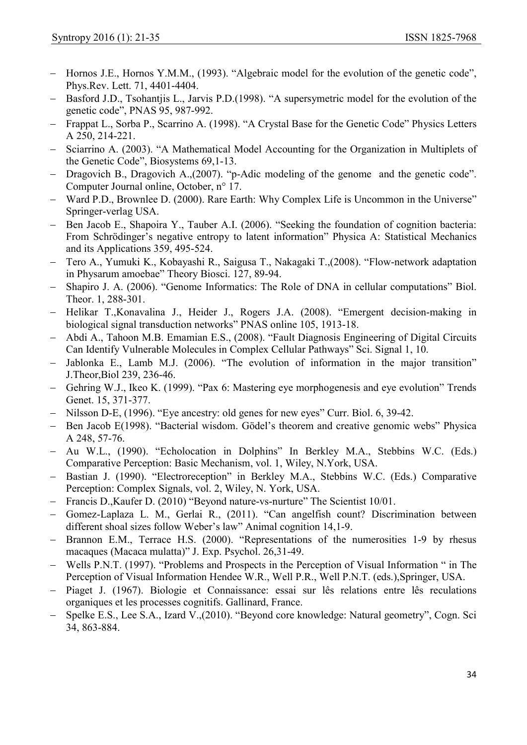- Hornos J.E., Hornos Y.M.M., (1993). "Algebraic model for the evolution of the genetic code", Phys.Rev. Lett. 71, 4401-4404.
- Basford J.D., Tsohantjis L., Jarvis P.D.(1998). "A supersymetric model for the evolution of the genetic code", PNAS 95, 987-992.
- Frappat L., Sorba P., Scarrino A. (1998). "A Crystal Base for the Genetic Code" Physics Letters A 250, 214-221.
- Sciarrino A. (2003). "A Mathematical Model Accounting for the Organization in Multiplets of the Genetic Code", Biosystems 69,1-13.
- Dragovich B., Dragovich A.,(2007). "p-Adic modeling of the genome and the genetic code". Computer Journal online, October, n° 17.
- Ward P.D., Brownlee D. (2000). Rare Earth: Why Complex Life is Uncommon in the Universe" Springer-verlag USA.
- Ben Jacob E., Shapoira Y., Tauber A.I. (2006). "Seeking the foundation of cognition bacteria: From Schrödinger's negative entropy to latent information" Physica A: Statistical Mechanics and its Applications 359, 495-524.
- Tero A., Yumuki K., Kobayashi R., Saigusa T., Nakagaki T.,(2008). "Flow-network adaptation in Physarum amoebae" Theory Biosci. 127, 89-94.
- Shapiro J. A. (2006). "Genome Informatics: The Role of DNA in cellular computations" Biol. Theor. 1, 288-301.
- Helikar T.,Konavalina J., Heider J., Rogers J.A. (2008). "Emergent decision-making in biological signal transduction networks" PNAS online 105, 1913-18.
- Abdi A., Tahoon M.B. Emamian E.S., (2008). "Fault Diagnosis Engineering of Digital Circuits Can Identify Vulnerable Molecules in Complex Cellular Pathways" Sci. Signal 1, 10.
- Jablonka E., Lamb M.J. (2006). "The evolution of information in the major transition" J.Theor,Biol 239, 236-46.
- Gehring W.J., Ikeo K. (1999). "Pax 6: Mastering eye morphogenesis and eye evolution" Trends Genet. 15, 371-377.
- Nilsson D-E, (1996). "Eye ancestry: old genes for new eyes" Curr. Biol. 6, 39-42.
- Ben Jacob E(1998). "Bacterial wisdom. Gödel's theorem and creative genomic webs" Physica A 248, 57-76.
- Au W.L., (1990). "Echolocation in Dolphins" In Berkley M.A., Stebbins W.C. (Eds.) Comparative Perception: Basic Mechanism, vol. 1, Wiley, N.York, USA.
- Bastian J. (1990). "Electroreception" in Berkley M.A., Stebbins W.C. (Eds.) Comparative Perception: Complex Signals, vol. 2, Wiley, N. York, USA.
- Francis D.,Kaufer D. (2010) "Beyond nature-vs-nurture" The Scientist 10/01.
- Gomez-Laplaza L. M., Gerlai R., (2011). "Can angelfish count? Discrimination between different shoal sizes follow Weber's law" Animal cognition 14,1-9.
- Brannon E.M., Terrace H.S. (2000). "Representations of the numerosities 1-9 by rhesus macaques (Macaca mulatta)" J. Exp. Psychol. 26,31-49.
- Wells P.N.T. (1997). "Problems and Prospects in the Perception of Visual Information " in The Perception of Visual Information Hendee W.R., Well P.R., Well P.N.T. (eds.),Springer, USA.
- Piaget J. (1967). Biologie et Connaissance: essai sur lês relations entre lês reculations organiques et les processes cognitifs. Gallinard, France.
- Spelke E.S., Lee S.A., Izard V.,(2010). "Beyond core knowledge: Natural geometry", Cogn. Sci 34, 863-884.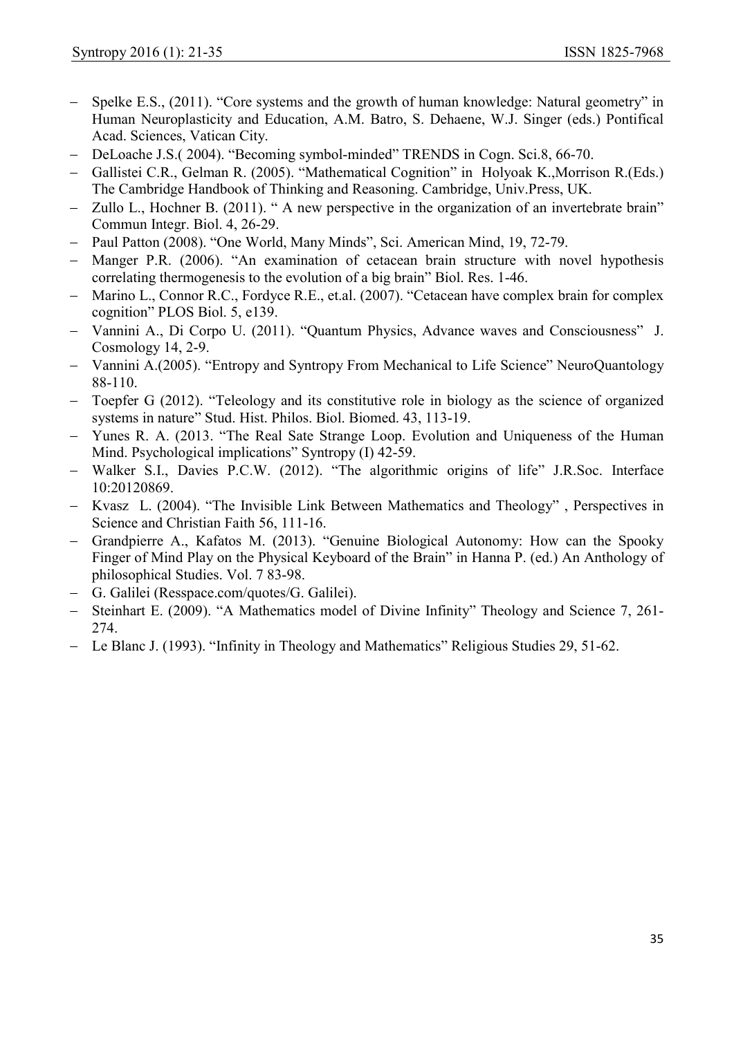- Spelke E.S., (2011). "Core systems and the growth of human knowledge: Natural geometry" in Human Neuroplasticity and Education, A.M. Batro, S. Dehaene, W.J. Singer (eds.) Pontifical Acad. Sciences, Vatican City.
- DeLoache J.S.( 2004). "Becoming symbol-minded" TRENDS in Cogn. Sci.8, 66-70.
- Gallistei C.R., Gelman R. (2005). "Mathematical Cognition" in Holyoak K.,Morrison R.(Eds.) The Cambridge Handbook of Thinking and Reasoning. Cambridge, Univ.Press, UK.
- Zullo L., Hochner B. (2011). " A new perspective in the organization of an invertebrate brain" Commun Integr. Biol. 4, 26-29.
- Paul Patton (2008). "One World, Many Minds", Sci. American Mind, 19, 72-79.
- Manger P.R. (2006). "An examination of cetacean brain structure with novel hypothesis correlating thermogenesis to the evolution of a big brain" Biol. Res. 1-46.
- Marino L., Connor R.C., Fordyce R.E., et.al. (2007). "Cetacean have complex brain for complex cognition" PLOS Biol. 5, e139.
- Vannini A., Di Corpo U. (2011). "Quantum Physics, Advance waves and Consciousness" J. Cosmology 14, 2-9.
- Vannini A.(2005). "Entropy and Syntropy From Mechanical to Life Science" NeuroQuantology 88-110.
- Toepfer G (2012). "Teleology and its constitutive role in biology as the science of organized systems in nature" Stud. Hist. Philos. Biol. Biomed. 43, 113-19.
- Yunes R. A. (2013. "The Real Sate Strange Loop. Evolution and Uniqueness of the Human Mind. Psychological implications" Syntropy (I) 42-59.
- Walker S.I., Davies P.C.W. (2012). "The algorithmic origins of life" J.R.Soc. Interface 10:20120869.
- Kvasz L. (2004). "The Invisible Link Between Mathematics and Theology" , Perspectives in Science and Christian Faith 56, 111-16.
- Grandpierre A., Kafatos M. (2013). "Genuine Biological Autonomy: How can the Spooky Finger of Mind Play on the Physical Keyboard of the Brain" in Hanna P. (ed.) An Anthology of philosophical Studies. Vol. 7 83-98.
- G. Galilei (Resspace.com/quotes/G. Galilei).
- Steinhart E. (2009). "A Mathematics model of Divine Infinity" Theology and Science 7, 261-274.
- Le Blanc J. (1993). "Infinity in Theology and Mathematics" Religious Studies 29, 51-62.